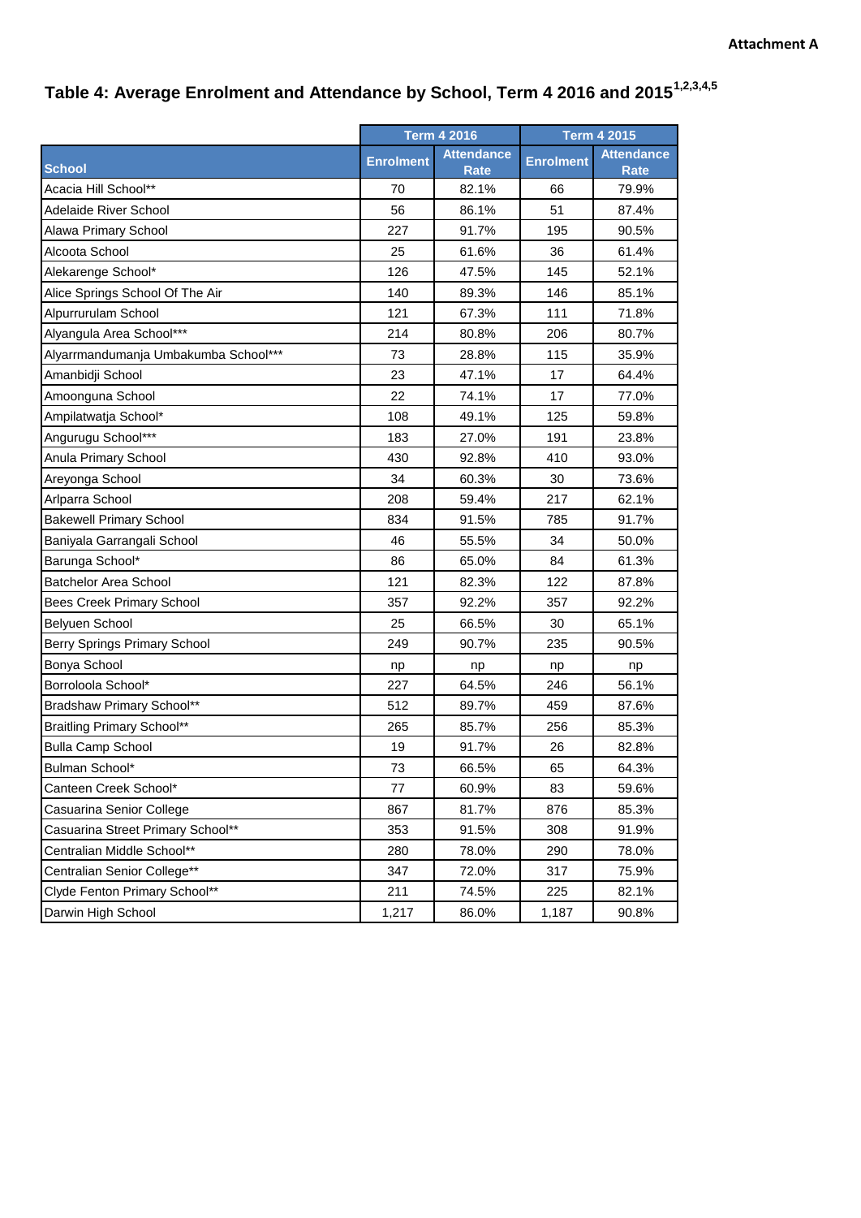Attachment A

# Table 4: Average Enrolment and Attendance by School, Term 4 2016 and 2015[1,2,3,4,5]

| School | Term 4 2016 | | Term 4 2015 | |
|---|---|---|---|---|
| | Enrolment | Attendance Rate | Enrolment | Attendance Rate |
| Acacia Hill School** | 70 | 82.1% | 66 | 79.9% |
| Adelaide River School | 56 | 86.1% | 51 | 87.4% |
| Alawa Primary School | 227 | 91.7% | 195 | 90.5% |
| Alcoota School | 25 | 61.6% | 36 | 61.4% |
| Alekarenge School* | 126 | 47.5% | 145 | 52.1% |
| Alice Springs School Of The Air | 140 | 89.3% | 146 | 85.1% |
| Alpurrurulam School | 121 | 67.3% | 111 | 71.8% |
| Alyangula Area School*** | 214 | 80.8% | 206 | 80.7% |
| Alyarrmandumanja Umbakumba School*** | 73 | 28.8% | 115 | 35.9% |
| Amanbidji School | 23 | 47.1% | 17 | 64.4% |
| Amoonguna School | 22 | 74.1% | 17 | 77.0% |
| Ampilatwatja School* | 108 | 49.1% | 125 | 59.8% |
| Angurugu School*** | 183 | 27.0% | 191 | 23.8% |
| Anula Primary School | 430 | 92.8% | 410 | 93.0% |
| Areyonga School | 34 | 60.3% | 30 | 73.6% |
| Arlparra School | 208 | 59.4% | 217 | 62.1% |
| Bakewell Primary School | 834 | 91.5% | 785 | 91.7% |
| Baniyala Garrangali School | 46 | 55.5% | 34 | 50.0% |
| Barunga School* | 86 | 65.0% | 84 | 61.3% |
| Batchelor Area School | 121 | 82.3% | 122 | 87.8% |
| Bees Creek Primary School | 357 | 92.2% | 357 | 92.2% |
| Belyuen School | 25 | 66.5% | 30 | 65.1% |
| Berry Springs Primary School | 249 | 90.7% | 235 | 90.5% |
| Bonya School | np | np | np | np |
| Borroloola School* | 227 | 64.5% | 246 | 56.1% |
| Bradshaw Primary School** | 512 | 89.7% | 459 | 87.6% |
| Braitling Primary School** | 265 | 85.7% | 256 | 85.3% |
| Bulla Camp School | 19 | 91.7% | 26 | 82.8% |
| Bulman School* | 73 | 66.5% | 65 | 64.3% |
| Canteen Creek School* | 77 | 60.9% | 83 | 59.6% |
| Casuarina Senior College | 867 | 81.7% | 876 | 85.3% |
| Casuarina Street Primary School** | 353 | 91.5% | 308 | 91.9% |
| Centralian Middle School** | 280 | 78.0% | 290 | 78.0% |
| Centralian Senior College** | 347 | 72.0% | 317 | 75.9% |
| Clyde Fenton Primary School** | 211 | 74.5% | 225 | 82.1% |
| Darwin High School | 1,217 | 86.0% | 1,187 | 90.8% |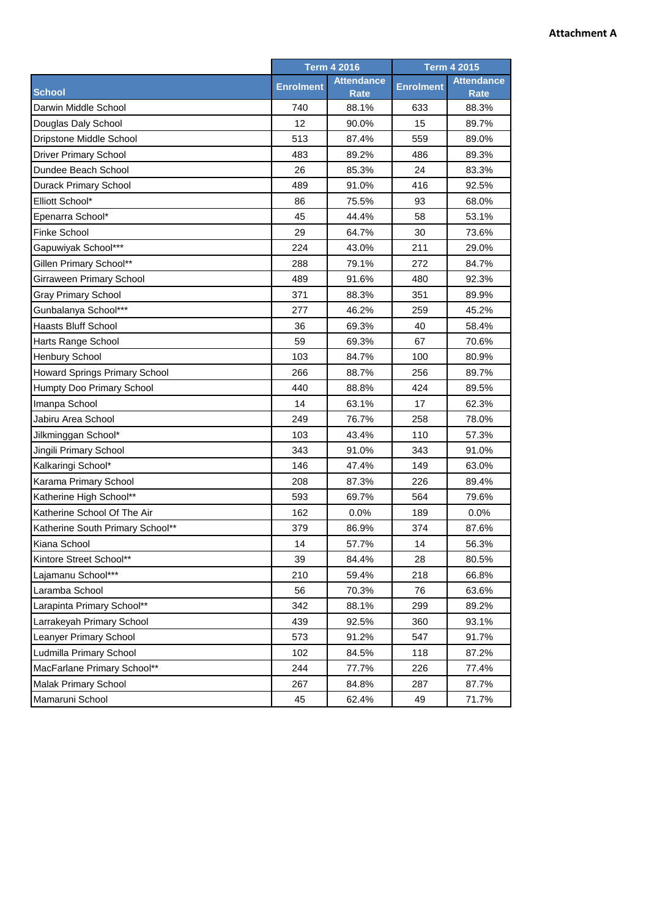**Attachment A**

| School | Term 4 2016 | | Term 4 2015 | |
|---|---|---|---|---|
| | Enrolment | Attendance Rate | Enrolment | Attendance Rate |
| Darwin Middle School | 740 | 88.1% | 633 | 88.3% |
| Douglas Daly School | 12 | 90.0% | 15 | 89.7% |
| Dripstone Middle School | 513 | 87.4% | 559 | 89.0% |
| Driver Primary School | 483 | 89.2% | 486 | 89.3% |
| Dundee Beach School | 26 | 85.3% | 24 | 83.3% |
| Durack Primary School | 489 | 91.0% | 416 | 92.5% |
| Elliott School* | 86 | 75.5% | 93 | 68.0% |
| Epenarra School* | 45 | 44.4% | 58 | 53.1% |
| Finke School | 29 | 64.7% | 30 | 73.6% |
| Gapuwiyak School*** | 224 | 43.0% | 211 | 29.0% |
| Gillen Primary School** | 288 | 79.1% | 272 | 84.7% |
| Girraween Primary School | 489 | 91.6% | 480 | 92.3% |
| Gray Primary School | 371 | 88.3% | 351 | 89.9% |
| Gunbalanya School*** | 277 | 46.2% | 259 | 45.2% |
| Haasts Bluff School | 36 | 69.3% | 40 | 58.4% |
| Harts Range School | 59 | 69.3% | 67 | 70.6% |
| Henbury School | 103 | 84.7% | 100 | 80.9% |
| Howard Springs Primary School | 266 | 88.7% | 256 | 89.7% |
| Humpty Doo Primary School | 440 | 88.8% | 424 | 89.5% |
| Imanpa School | 14 | 63.1% | 17 | 62.3% |
| Jabiru Area School | 249 | 76.7% | 258 | 78.0% |
| Jilkminggan School* | 103 | 43.4% | 110 | 57.3% |
| Jingili Primary School | 343 | 91.0% | 343 | 91.0% |
| Kalkaringi School* | 146 | 47.4% | 149 | 63.0% |
| Karama Primary School | 208 | 87.3% | 226 | 89.4% |
| Katherine High School** | 593 | 69.7% | 564 | 79.6% |
| Katherine School Of The Air | 162 | 0.0% | 189 | 0.0% |
| Katherine South Primary School** | 379 | 86.9% | 374 | 87.6% |
| Kiana School | 14 | 57.7% | 14 | 56.3% |
| Kintore Street School** | 39 | 84.4% | 28 | 80.5% |
| Lajamanu School*** | 210 | 59.4% | 218 | 66.8% |
| Laramba School | 56 | 70.3% | 76 | 63.6% |
| Larapinta Primary School** | 342 | 88.1% | 299 | 89.2% |
| Larrakeyah Primary School | 439 | 92.5% | 360 | 93.1% |
| Leanyer Primary School | 573 | 91.2% | 547 | 91.7% |
| Ludmilla Primary School | 102 | 84.5% | 118 | 87.2% |
| MacFarlane Primary School** | 244 | 77.7% | 226 | 77.4% |
| Malak Primary School | 267 | 84.8% | 287 | 87.7% |
| Mamaruni School | 45 | 62.4% | 49 | 71.7% |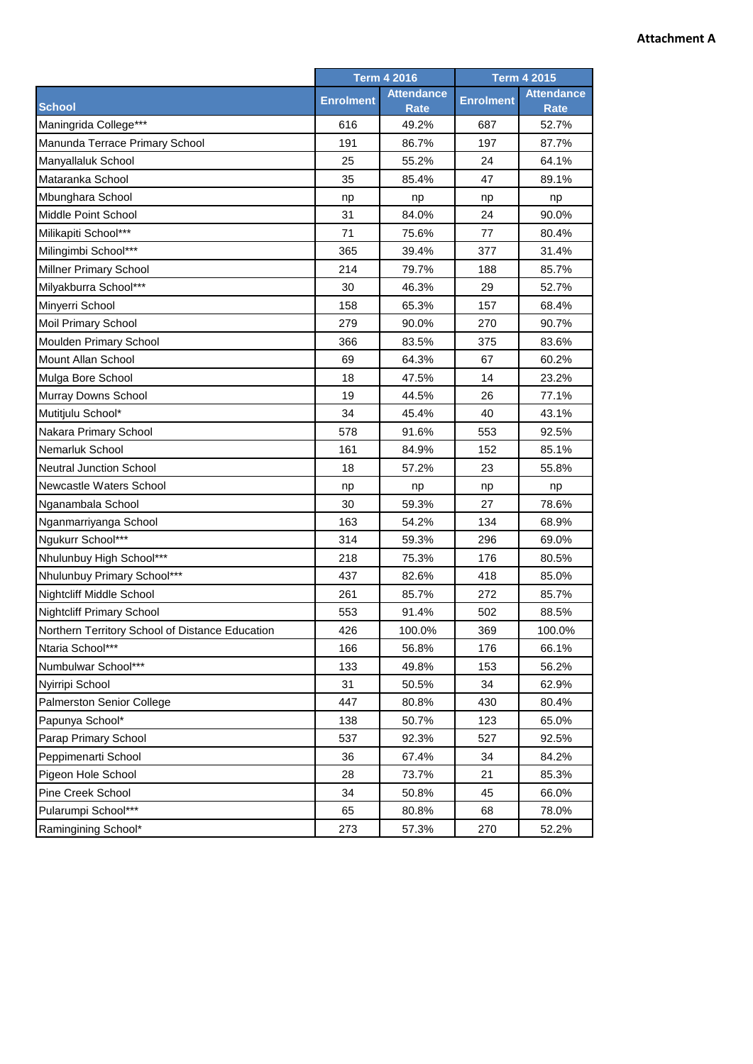**Attachment A**

| School | Term 4 2016 | | Term 4 2015 | |
|---|---|---|---|---|
| | Enrolment | Attendance Rate | Enrolment | Attendance Rate |
| Maningrida College*** | 616 | 49.2% | 687 | 52.7% |
| Manunda Terrace Primary School | 191 | 86.7% | 197 | 87.7% |
| Manyallaluk School | 25 | 55.2% | 24 | 64.1% |
| Mataranka School | 35 | 85.4% | 47 | 89.1% |
| Mbunghara School | np | np | np | np |
| Middle Point School | 31 | 84.0% | 24 | 90.0% |
| Milikapiti School*** | 71 | 75.6% | 77 | 80.4% |
| Milingimbi School*** | 365 | 39.4% | 377 | 31.4% |
| Millner Primary School | 214 | 79.7% | 188 | 85.7% |
| Milyakburra School*** | 30 | 46.3% | 29 | 52.7% |
| Minyerri School | 158 | 65.3% | 157 | 68.4% |
| Moil Primary School | 279 | 90.0% | 270 | 90.7% |
| Moulden Primary School | 366 | 83.5% | 375 | 83.6% |
| Mount Allan School | 69 | 64.3% | 67 | 60.2% |
| Mulga Bore School | 18 | 47.5% | 14 | 23.2% |
| Murray Downs School | 19 | 44.5% | 26 | 77.1% |
| Mutitjulu School* | 34 | 45.4% | 40 | 43.1% |
| Nakara Primary School | 578 | 91.6% | 553 | 92.5% |
| Nemarluk School | 161 | 84.9% | 152 | 85.1% |
| Neutral Junction School | 18 | 57.2% | 23 | 55.8% |
| Newcastle Waters School | np | np | np | np |
| Nganambala School | 30 | 59.3% | 27 | 78.6% |
| Nganmarriyanga School | 163 | 54.2% | 134 | 68.9% |
| Ngukurr School*** | 314 | 59.3% | 296 | 69.0% |
| Nhulunbuy High School*** | 218 | 75.3% | 176 | 80.5% |
| Nhulunbuy Primary School*** | 437 | 82.6% | 418 | 85.0% |
| Nightcliff Middle School | 261 | 85.7% | 272 | 85.7% |
| Nightcliff Primary School | 553 | 91.4% | 502 | 88.5% |
| Northern Territory School of Distance Education | 426 | 100.0% | 369 | 100.0% |
| Ntaria School*** | 166 | 56.8% | 176 | 66.1% |
| Numbulwar School*** | 133 | 49.8% | 153 | 56.2% |
| Nyirripi School | 31 | 50.5% | 34 | 62.9% |
| Palmerston Senior College | 447 | 80.8% | 430 | 80.4% |
| Papunya School* | 138 | 50.7% | 123 | 65.0% |
| Parap Primary School | 537 | 92.3% | 527 | 92.5% |
| Peppimenarti School | 36 | 67.4% | 34 | 84.2% |
| Pigeon Hole School | 28 | 73.7% | 21 | 85.3% |
| Pine Creek School | 34 | 50.8% | 45 | 66.0% |
| Pularumpi School*** | 65 | 80.8% | 68 | 78.0% |
| Ramingining School* | 273 | 57.3% | 270 | 52.2% |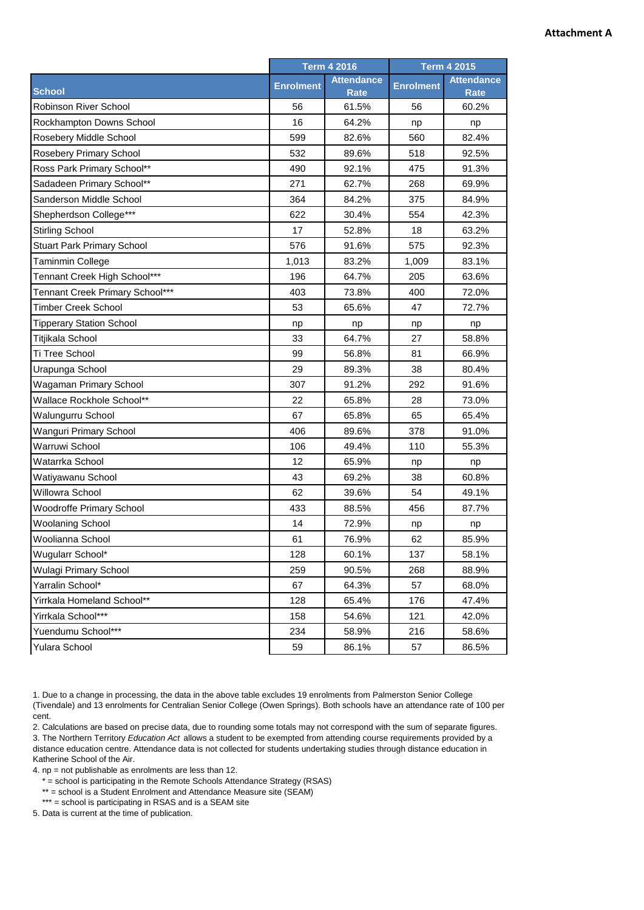**Attachment A**

| School | Term 4 2016 | | Term 4 2015 | |
|---|---|---|---|---|
| | Enrolment | Attendance Rate | Enrolment | Attendance Rate |
| Robinson River School | 56 | 61.5% | 56 | 60.2% |
| Rockhampton Downs School | 16 | 64.2% | np | np |
| Rosebery Middle School | 599 | 82.6% | 560 | 82.4% |
| Rosebery Primary School | 532 | 89.6% | 518 | 92.5% |
| Ross Park Primary School** | 490 | 92.1% | 475 | 91.3% |
| Sadadeen Primary School** | 271 | 62.7% | 268 | 69.9% |
| Sanderson Middle School | 364 | 84.2% | 375 | 84.9% |
| Shepherdson College*** | 622 | 30.4% | 554 | 42.3% |
| Stirling School | 17 | 52.8% | 18 | 63.2% |
| Stuart Park Primary School | 576 | 91.6% | 575 | 92.3% |
| Taminmin College | 1,013 | 83.2% | 1,009 | 83.1% |
| Tennant Creek High School*** | 196 | 64.7% | 205 | 63.6% |
| Tennant Creek Primary School*** | 403 | 73.8% | 400 | 72.0% |
| Timber Creek School | 53 | 65.6% | 47 | 72.7% |
| Tipperary Station School | np | np | np | np |
| Titjikala School | 33 | 64.7% | 27 | 58.8% |
| Ti Tree School | 99 | 56.8% | 81 | 66.9% |
| Urapunga School | 29 | 89.3% | 38 | 80.4% |
| Wagaman Primary School | 307 | 91.2% | 292 | 91.6% |
| Wallace Rockhole School** | 22 | 65.8% | 28 | 73.0% |
| Walungurru School | 67 | 65.8% | 65 | 65.4% |
| Wanguri Primary School | 406 | 89.6% | 378 | 91.0% |
| Warruwi School | 106 | 49.4% | 110 | 55.3% |
| Watarrka School | 12 | 65.9% | np | np |
| Watiyawanu School | 43 | 69.2% | 38 | 60.8% |
| Willowra School | 62 | 39.6% | 54 | 49.1% |
| Woodroffe Primary School | 433 | 88.5% | 456 | 87.7% |
| Woolaning School | 14 | 72.9% | np | np |
| Woolianna School | 61 | 76.9% | 62 | 85.9% |
| Wugularr School* | 128 | 60.1% | 137 | 58.1% |
| Wulagi Primary School | 259 | 90.5% | 268 | 88.9% |
| Yarralin School* | 67 | 64.3% | 57 | 68.0% |
| Yirrkala Homeland School** | 128 | 65.4% | 176 | 47.4% |
| Yirrkala School*** | 158 | 54.6% | 121 | 42.0% |
| Yuendumu School*** | 234 | 58.9% | 216 | 58.6% |
| Yulara School | 59 | 86.1% | 57 | 86.5% |

1. Due to a change in processing, the data in the above table excludes 19 enrolments from Palmerston Senior College (Tivendale) and 13 enrolments for Centralian Senior College (Owen Springs). Both schools have an attendance rate of 100 per cent.
2. Calculations are based on precise data, due to rounding some totals may not correspond with the sum of separate figures.
3. The Northern Territory *Education Act* allows a student to be exempted from attending course requirements provided by a distance education centre. Attendance data is not collected for students undertaking studies through distance education in Katherine School of the Air.
4. np = not publishable as enrolments are less than 12.
   * = school is participating in the Remote Schools Attendance Strategy (RSAS)
   ** = school is a Student Enrolment and Attendance Measure site (SEAM)
   *** = school is participating in RSAS and is a SEAM site
5. Data is current at the time of publication.